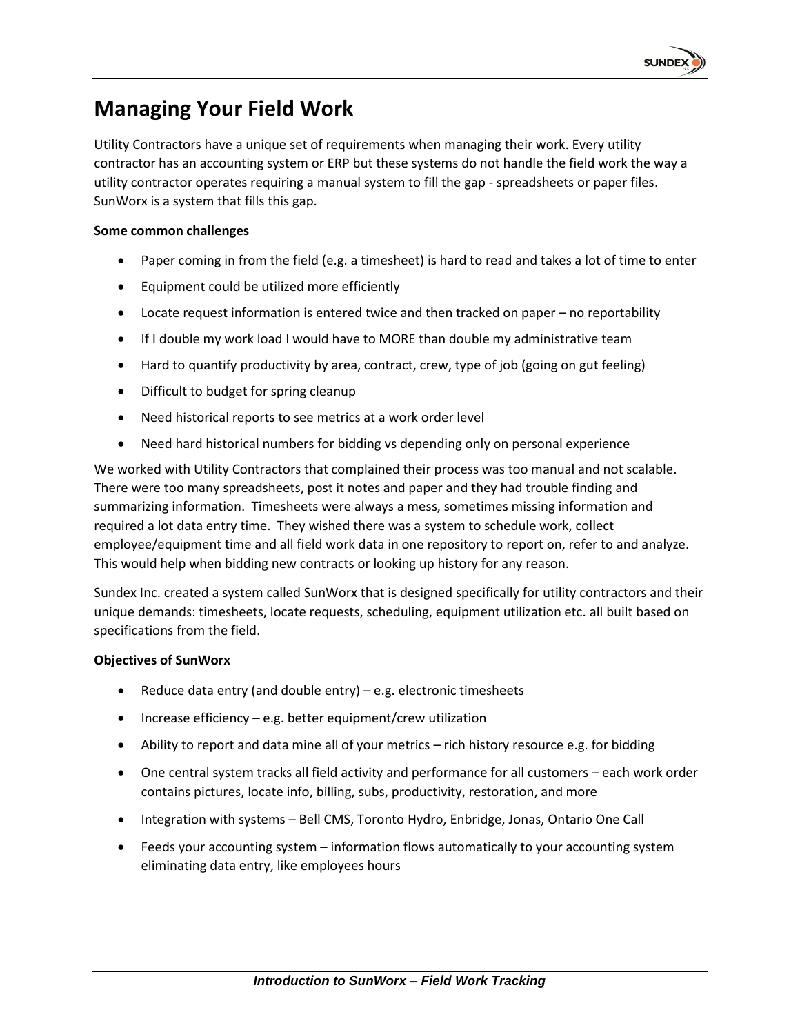# Managing Your Field Work

Utility Contractors have a unique set of requirements when managing their work. Every utility contractor has an accounting system or ERP but these systems do not handle the field work the way a utility contractor operates requiring a manual system to fill the gap - spreadsheets or paper files. SunWorx is a system that fills this gap.

**Some common challenges**

- Paper coming in from the field (e.g. a timesheet) is hard to read and takes a lot of time to enter
- Equipment could be utilized more efficiently
- Locate request information is entered twice and then tracked on paper – no reportability
- If I double my work load I would have to MORE than double my administrative team
- Hard to quantify productivity by area, contract, crew, type of job (going on gut feeling)
- Difficult to budget for spring cleanup
- Need historical reports to see metrics at a work order level
- Need hard historical numbers for bidding vs depending only on personal experience

We worked with Utility Contractors that complained their process was too manual and not scalable. There were too many spreadsheets, post it notes and paper and they had trouble finding and summarizing information. Timesheets were always a mess, sometimes missing information and required a lot data entry time. They wished there was a system to schedule work, collect employee/equipment time and all field work data in one repository to report on, refer to and analyze. This would help when bidding new contracts or looking up history for any reason.

Sundex Inc. created a system called SunWorx that is designed specifically for utility contractors and their unique demands: timesheets, locate requests, scheduling, equipment utilization etc. all built based on specifications from the field.

**Objectives of SunWorx**

- Reduce data entry (and double entry) – e.g. electronic timesheets
- Increase efficiency – e.g. better equipment/crew utilization
- Ability to report and data mine all of your metrics – rich history resource e.g. for bidding
- One central system tracks all field activity and performance for all customers – each work order contains pictures, locate info, billing, subs, productivity, restoration, and more
- Integration with systems – Bell CMS, Toronto Hydro, Enbridge, Jonas, Ontario One Call
- Feeds your accounting system – information flows automatically to your accounting system eliminating data entry, like employees hours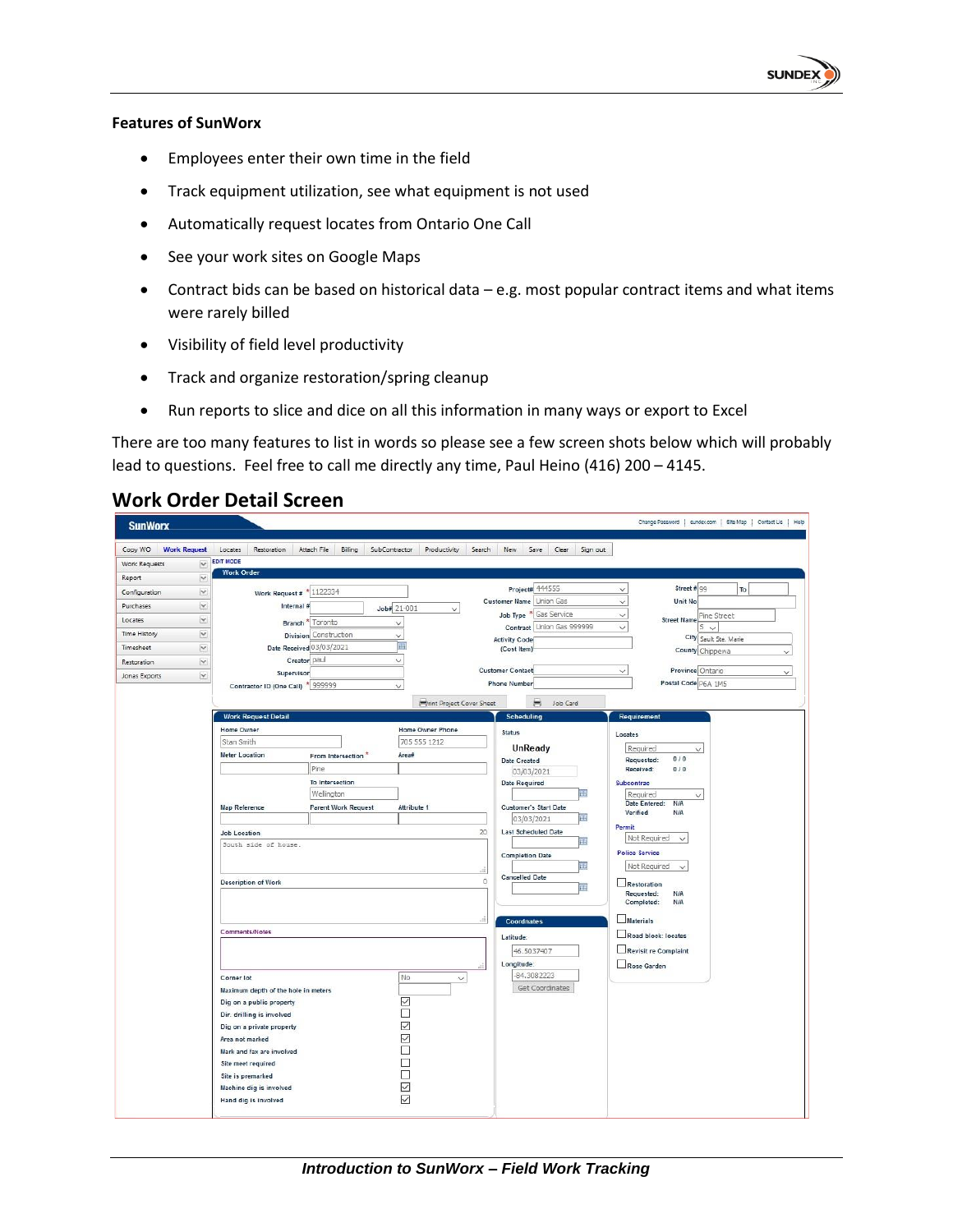**Features of SunWorx**

- Employees enter their own time in the field
- Track equipment utilization, see what equipment is not used
- Automatically request locates from Ontario One Call
- See your work sites on Google Maps
- Contract bids can be based on historical data – e.g. most popular contract items and what items were rarely billed
- Visibility of field level productivity
- Track and organize restoration/spring cleanup
- Run reports to slice and dice on all this information in many ways or export to Excel

There are too many features to list in words so please see a few screen shots below which will probably lead to questions. Feel free to call me directly any time, Paul Heino (416) 200 – 4145.

## Work Order Detail Screen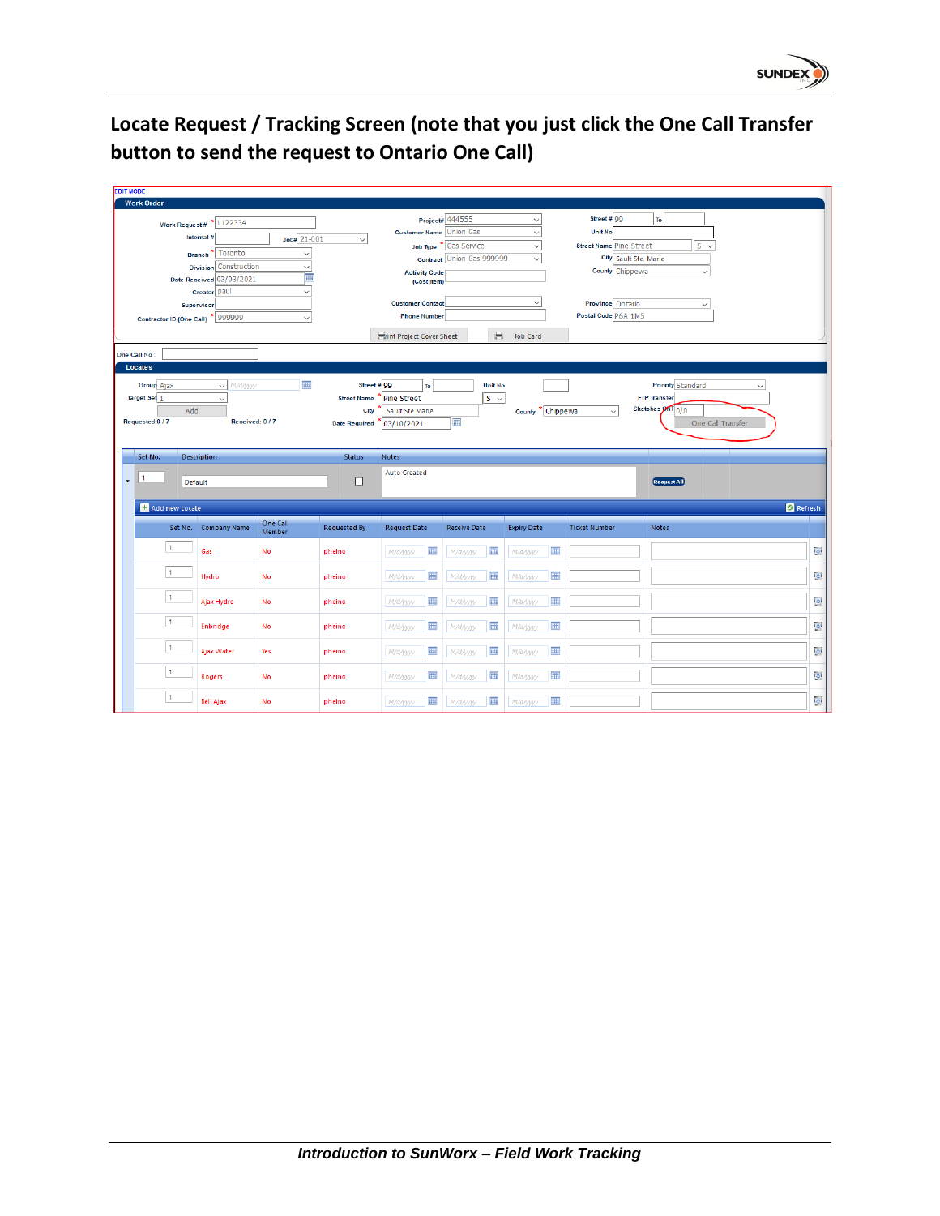## Locate Request / Tracking Screen (note that you just click the One Call Transfer button to send the request to Ontario One Call)

EDIT MODE

**Work Order**

Work Request # * 1122334
Internal # | Job# 21-001
Branch * Toronto
Division Construction
Date Received 03/03/2021
Creator paul
Supervisor
Contractor ID (One Call) * 999999

Project# 444555
Customer Name Union Gas
Job Type * Gas Service
Contract Union Gas 999999
Activity Code (Cost Item)
Customer Contact
Phone Number

Street # 99 To
Unit No
Street Name Pine Street S
City Sault Ste. Marie
County Chippewa
Province Ontario
Postal Code P6A 1M5

Print Project Cover Sheet | Job Card

One Call No :

**Locates**

Group Ajax M/d/yyyy
Target Set 1
Add
Requested: 0 / 7 Received: 0 / 7

Street # * 99 To | Unit No
Street Name * Pine Street S
City * Sault Ste Marie | County * Chippewa
Date Required * 03/10/2021

Priority Standard
FTP Transfer
Sketches On File 0/0
One Call Transfer

| Set No. | Description | Status | Notes | |
|---|---|---|---|---|
| 1 | Default | ☐ | Auto Created | Request All |

Add new Locate | Refresh

| Set No. | Company Name | One Call Member | Requested By | Request Date | Receive Date | Expiry Date | Ticket Number | Notes |
|---|---|---|---|---|---|---|---|---|
| 1 | Gas | No | pheino | M/d/yyyy | M/d/yyyy | M/d/yyyy | | |
| 1 | Hydro | No | pheino | M/d/yyyy | M/d/yyyy | M/d/yyyy | | |
| 1 | Ajax Hydro | No | pheino | M/d/yyyy | M/d/yyyy | M/d/yyyy | | |
| 1 | Enbridge | No | pheino | M/d/yyyy | M/d/yyyy | M/d/yyyy | | |
| 1 | Ajax Water | Yes | pheino | M/d/yyyy | M/d/yyyy | M/d/yyyy | | |
| 1 | Rogers | No | pheino | M/d/yyyy | M/d/yyyy | M/d/yyyy | | |
| 1 | Bell Ajax | No | pheino | M/d/yyyy | M/d/yyyy | M/d/yyyy | | |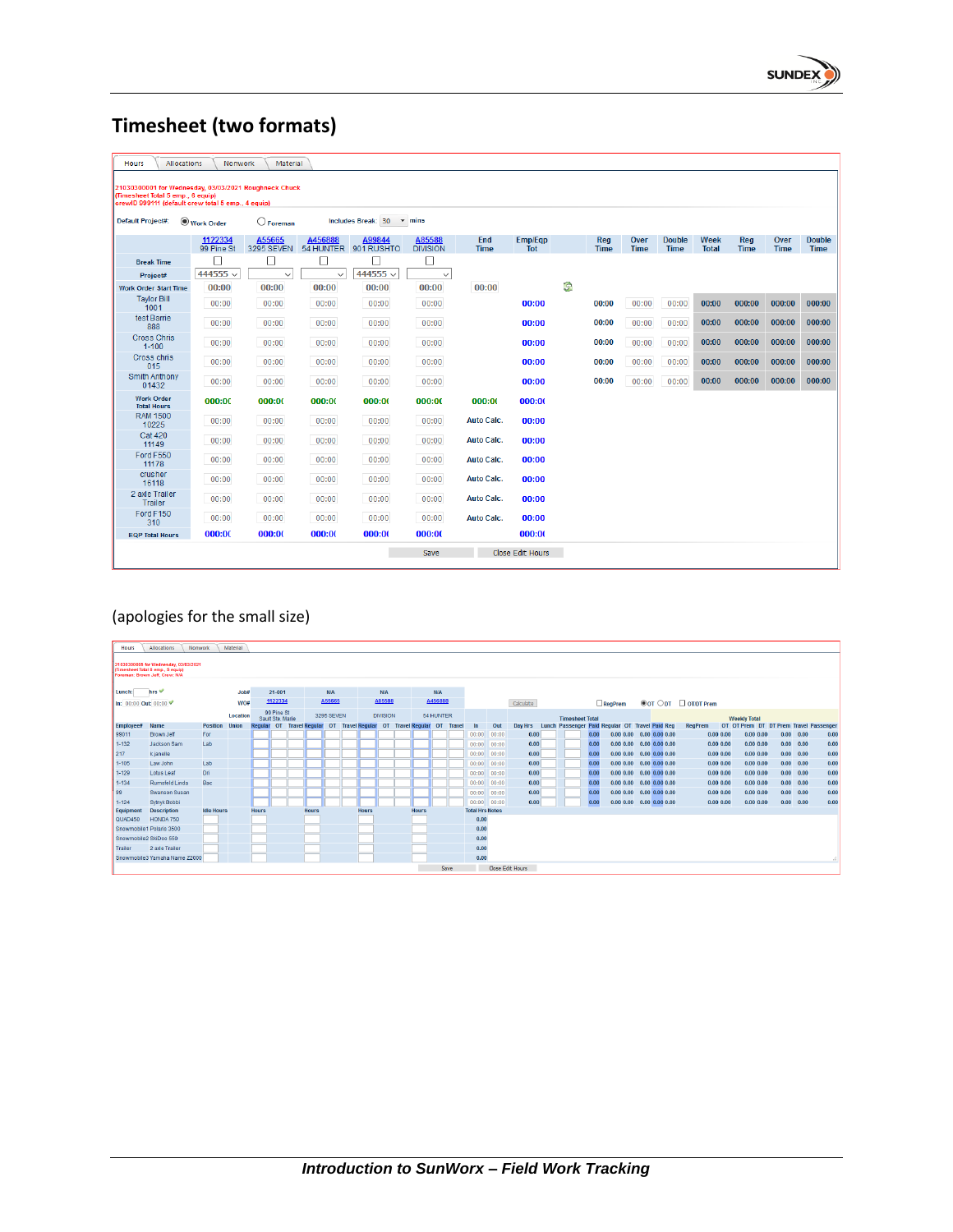# Timesheet (two formats)

Hours | Allocations | Nonwork | Material

21030300001 for Wednesday, 03/03/2021 Roughneck Chuck
(Timesheet Total 5 emp., 6 equip)
crewID 000111 (default crew total 5 emp., 4 equip)

Default Project#: ◉ Work Order ○ Foreman  Includes Break 30 mins

| | 1122334 99 Pine St | A55665 3295 SEVEN | A456888 54 HUNTER | A99844 901 RUSHTO | A85588 DIVISION | End Time | Emp/Eqp Tot | Reg Time | Over Time | Double Time | Week Total | Reg Time | Over Time | Double Time |
|---|---|---|---|---|---|---|---|---|---|---|---|---|---|---|
| Break Time | ☐ | ☐ | ☐ | ☐ | ☐ | | | | | | | | | |
| Project# | 444555 | | | 444555 | | | | | | | | | | |
| Work Order Start Time | 00:00 | 00:00 | 00:00 | 00:00 | 00:00 | 00:00 | | | | | | | | |
| Taylor Bill 1001 | 00:00 | 00:00 | 00:00 | 00:00 | 00:00 | | 00:00 | 00:00 | 00:00 | 00:00 | 00:00 | 000:00 | 000:00 | 000:00 |
| test Barrie 888 | 00:00 | 00:00 | 00:00 | 00:00 | 00:00 | | 00:00 | 00:00 | 00:00 | 00:00 | 00:00 | 000:00 | 000:00 | 000:00 |
| Cross Chris 1-100 | 00:00 | 00:00 | 00:00 | 00:00 | 00:00 | | 00:00 | 00:00 | 00:00 | 00:00 | 00:00 | 000:00 | 000:00 | 000:00 |
| Cross chris 015 | 00:00 | 00:00 | 00:00 | 00:00 | 00:00 | | 00:00 | 00:00 | 00:00 | 00:00 | 00:00 | 000:00 | 000:00 | 000:00 |
| Smith Anthony 01432 | 00:00 | 00:00 | 00:00 | 00:00 | 00:00 | | 00:00 | 00:00 | 00:00 | 00:00 | 00:00 | 000:00 | 000:00 | 000:00 |
| Work Order Total Hours | 000:0( | 000:0( | 000:0( | 000:0( | 000:0( | 000:0( | 000:0( | | | | | | | |
| RAM 1500 10225 | 00:00 | 00:00 | 00:00 | 00:00 | 00:00 | Auto Calc. | 00:00 | | | | | | | |
| Cat 420 11149 | 00:00 | 00:00 | 00:00 | 00:00 | 00:00 | Auto Calc. | 00:00 | | | | | | | |
| Ford F550 11178 | 00:00 | 00:00 | 00:00 | 00:00 | 00:00 | Auto Calc. | 00:00 | | | | | | | |
| crusher 16118 | 00:00 | 00:00 | 00:00 | 00:00 | 00:00 | Auto Calc. | 00:00 | | | | | | | |
| 2 axle Trailer Trailer | 00:00 | 00:00 | 00:00 | 00:00 | 00:00 | Auto Calc. | 00:00 | | | | | | | |
| Ford F150 310 | 00:00 | 00:00 | 00:00 | 00:00 | 00:00 | Auto Calc. | 00:00 | | | | | | | |
| EQP Total Hours | 000:0( | 000:0( | 000:0( | 000:0( | 000:0( | | 000:0( | | | | | | | |

Save | Close Edit Hours

(apologies for the small size)

Hours | Allocations | Nonwork | Material

21030300008 for Wednesday, 03/03/2021
(Timesheet Total 8 emp., 5 equip)
Foreman: Brown Jeff, Crew: N/A

Lunch: hrs
In: 00:00 Out: 00:00

| | | | | 21-001 | N/A | N/A | N/A |
|---|---|---|---|---|---|---|---|
| | | | WO# | 1122334 | A55665 | A85588 | A456888 |
| | | | Location | 99 Pine St Sault Ste Marie | 3295 SEVEN | DIVISION | 54 HUNTER |

Calculate ☐ RegPrem ◉ OT ○ DT ☐ OT/DT Prem

| Employee# | Name | Position | Union | In | Out | Day Hrs |
|---|---|---|---|---|---|---|
| 99011 | Brown Jeff | For | | 00:00 | 00:00 | 0.00 |
| 1-132 | Jackson Sam | Lab | | 00:00 | 00:00 | 0.00 |
| 217 | k janelle | | | 00:00 | 00:00 | 0.00 |
| 1-105 | Law John | Lab | | 00:00 | 00:00 | 0.00 |
| 1-129 | Lotus Leaf | Dri | | 00:00 | 00:00 | 0.00 |
| 1-134 | Rumsfeld Linda | Bac | | 00:00 | 00:00 | 0.00 |
| 99 | Swanson Susan | | | 00:00 | 00:00 | 0.00 |
| 1-124 | Bytnyk Bobbi | | | 00:00 | 00:00 | 0.00 |

| Equipment | Description | Total Hrs |
|---|---|---|
| QUAD450 | HONDA 750 | 0.00 |
| Snowmobile1 | Polaris 3500 | 0.00 |
| Snowmobile2 | SkiDoo 550 | 0.00 |
| Trailer | 2 axle Trailer | 0.00 |
| Snowmobile3 | Yamaha Name Z2000 | 0.00 |

Save | Close Edit Hours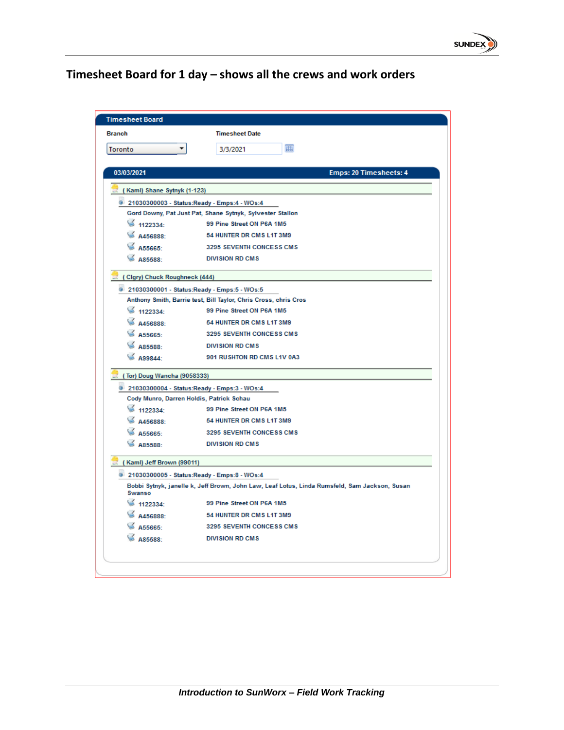## Timesheet Board for 1 day – shows all the crews and work orders

**Timesheet Board**

**Branch**: Toronto

**Timesheet Date**: 3/3/2021

**03/03/2021** — **Emps: 20 Timesheets: 4**

**( Kaml) Shane Sytnyk (1-123)**

21030300003 - Status:Ready - Emps:4 - WOs:4

Gord Downy, Pat Just Pat, Shane Sytnyk, Sylvester Stallon

| | |
|---|---|
| 1122334: | 99 Pine Street ON P6A 1M5 |
| A456888: | 54 HUNTER DR CMS L1T 3M9 |
| A55665: | 3295 SEVENTH CONCESS CMS |
| A85588: | DIVISION RD CMS |

**( Clgry) Chuck Roughneck (444)**

21030300001 - Status:Ready - Emps:5 - WOs:5

Anthony Smith, Barrie test, Bill Taylor, Chris Cross, chris Cros

| | |
|---|---|
| 1122334: | 99 Pine Street ON P6A 1M5 |
| A456888: | 54 HUNTER DR CMS L1T 3M9 |
| A55665: | 3295 SEVENTH CONCESS CMS |
| A85588: | DIVISION RD CMS |
| A99844: | 901 RUSHTON RD CMS L1V 0A3 |

**( Tor) Doug Wancha (9058333)**

21030300004 - Status:Ready - Emps:3 - WOs:4

Cody Munro, Darren Holdis, Patrick Schau

| | |
|---|---|
| 1122334: | 99 Pine Street ON P6A 1M5 |
| A456888: | 54 HUNTER DR CMS L1T 3M9 |
| A55665: | 3295 SEVENTH CONCESS CMS |
| A85588: | DIVISION RD CMS |

**( Kaml) Jeff Brown (99011)**

21030300005 - Status:Ready - Emps:8 - WOs:4

Bobbi Sytnyk, janelle k, Jeff Brown, John Law, Leaf Lotus, Linda Rumsfeld, Sam Jackson, Susan Swanso

| | |
|---|---|
| 1122334: | 99 Pine Street ON P6A 1M5 |
| A456888: | 54 HUNTER DR CMS L1T 3M9 |
| A55665: | 3295 SEVENTH CONCESS CMS |
| A85588: | DIVISION RD CMS |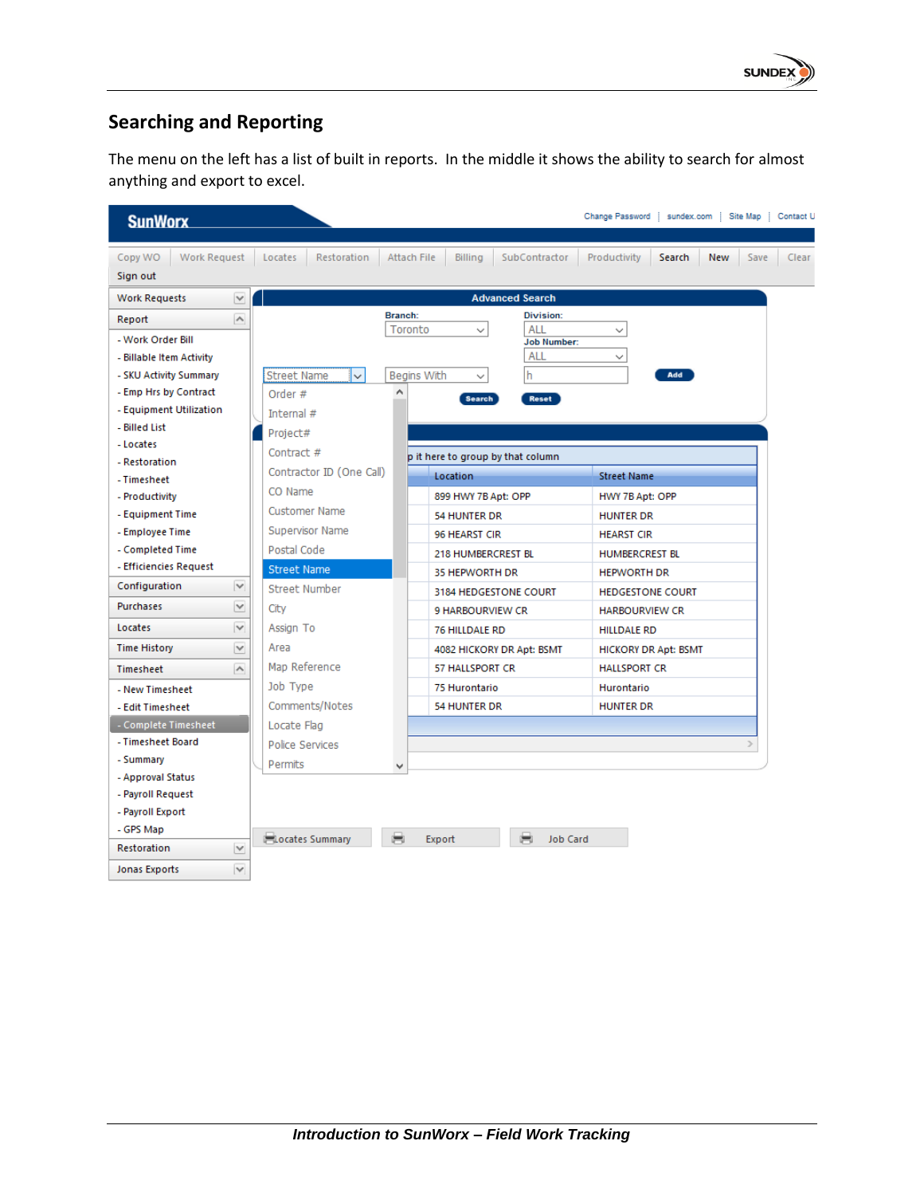## Searching and Reporting

The menu on the left has a list of built in reports. In the middle it shows the ability to search for almost anything and export to excel.

SunWorx

Change Password | sundex.com | Site Map | Contact U

Copy WO | Work Request | Locates | Restoration | Attach File | Billing | SubContractor | Productivity | Search | New | Save | Clear

Sign out

Work Requests

Report

- Work Order Bill
- Billable Item Activity
- SKU Activity Summary
- Emp Hrs by Contract
- Equipment Utilization
- Billed List
- Locates
- Restoration
- Timesheet
- Productivity
- Equipment Time
- Employee Time
- Completed Time
- Efficiencies Request

Configuration

Purchases

Locates

Time History

Timesheet

- New Timesheet
- Edit Timesheet
- Complete Timesheet
- Timesheet Board
- Summary
- Approval Status
- Payroll Request
- Payroll Export
- GPS Map

Restoration

Jonas Exports

Advanced Search

Branch: Toronto

Division: ALL

Job Number: ALL

Street Name | Begins With | h | Add

Search | Reset

Order #
Internal #
Project#
Contract #
Contractor ID (One Call)
CO Name
Customer Name
Supervisor Name
Postal Code
Street Name
Street Number
City
Assign To
Area
Map Reference
Job Type
Comments/Notes
Locate Flag
Police Services
Permits

p it here to group by that column

| Location | Street Name |
|---|---|
| 899 HWY 7B Apt: OPP | HWY 7B Apt: OPP |
| 54 HUNTER DR | HUNTER DR |
| 96 HEARST CIR | HEARST CIR |
| 218 HUMBERCREST BL | HUMBERCREST BL |
| 35 HEPWORTH DR | HEPWORTH DR |
| 3184 HEDGESTONE COURT | HEDGESTONE COURT |
| 9 HARBOURVIEW CR | HARBOURVIEW CR |
| 76 HILLDALE RD | HILLDALE RD |
| 4082 HICKORY DR Apt: BSMT | HICKORY DR Apt: BSMT |
| 57 HALLSPORT CR | HALLSPORT CR |
| 75 Hurontario | Hurontario |
| 54 HUNTER DR | HUNTER DR |

Locates Summary | Export | Job Card